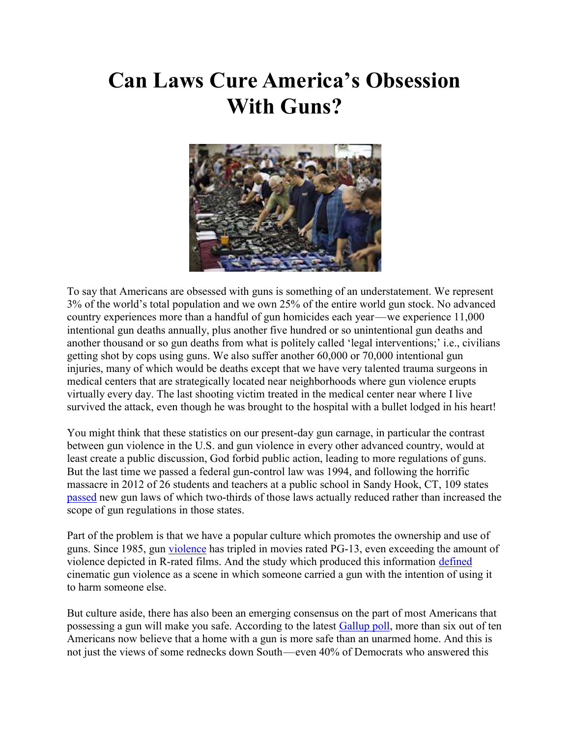# Can Laws Cure America's Obsession With Guns?

To say that Americans are obsessed with guns is something of an understatement. We represent 3% of the world's total population and we own 25% of the entire world gun stock. No advanced country experiences more than a handful of gun homicides each year—we experience 11,000 intentional gun deaths annually, plus another five hundred or so unintentional gun deaths and another thousand or so gun deaths from what is politely called 'legal interventions;' i.e., civilians getting shot by cops using guns. We also suffer another 60,000 or 70,000 intentional gun injuries, many of which would be deaths except that we have very talented trauma surgeons in medical centers that are strategically located near neighborhoods where gun violence erupts virtually every day. The last shooting victim treated in the medical center near where I live survived the attack, even though he was brought to the hospital with a bullet lodged in his heart!

You might think that these statistics on our present-day gun carnage, in particular the contrast between gun violence in the U.S. and gun violence in every other advanced country, would at least create a public discussion, God forbid public action, leading to more regulations of guns. But the last time we passed a federal gun-control law was 1994, and following the horrific massacre in 2012 of 26 students and teachers at a public school in Sandy Hook, CT, 109 states passed new gun laws of which two-thirds of those laws actually reduced rather than increased the scope of gun regulations in those states.

Part of the problem is that we have a popular culture which promotes the ownership and use of guns. Since 1985, gun violence has tripled in movies rated PG-13, even exceeding the amount of violence depicted in R-rated films. And the study which produced this information defined cinematic gun violence as a scene in which someone carried a gun with the intention of using it to harm someone else.

But culture aside, there has also been an emerging consensus on the part of most Americans that possessing a gun will make you safe. According to the latest Gallup poll, more than six out of ten Americans now believe that a home with a gun is more safe than an unarmed home. And this is not just the views of some rednecks down South—even 40% of Democrats who answered this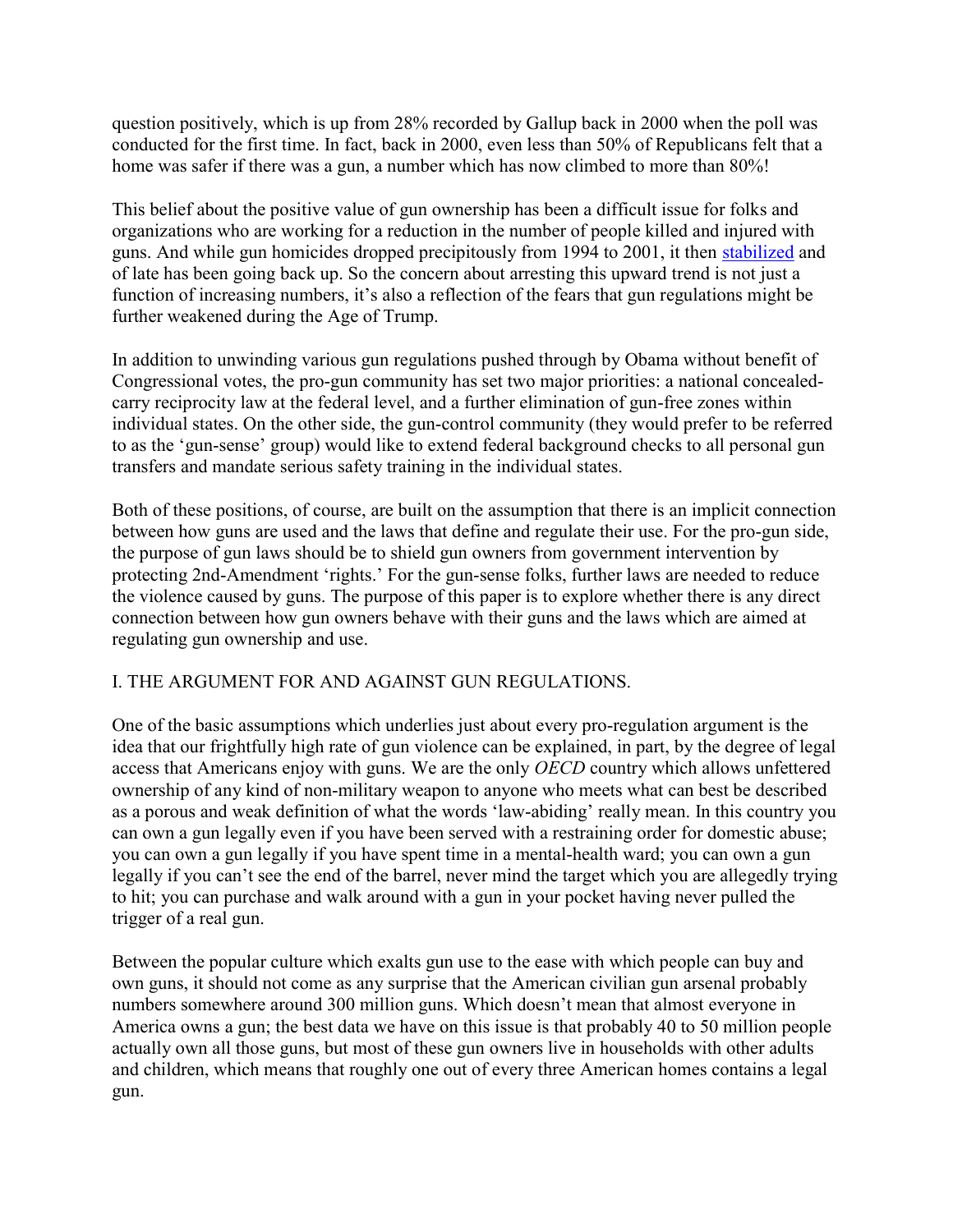question positively, which is up from 28% recorded by Gallup back in 2000 when the poll was conducted for the first time. In fact, back in 2000, even less than 50% of Republicans felt that a home was safer if there was a gun, a number which has now climbed to more than 80%!

This belief about the positive value of gun ownership has been a difficult issue for folks and organizations who are working for a reduction in the number of people killed and injured with guns. And while gun homicides dropped precipitously from 1994 to 2001, it then stabilized and of late has been going back up. So the concern about arresting this upward trend is not just a function of increasing numbers, it's also a reflection of the fears that gun regulations might be further weakened during the Age of Trump.

In addition to unwinding various gun regulations pushed through by Obama without benefit of Congressional votes, the pro-gun community has set two major priorities: a national concealed-carry reciprocity law at the federal level, and a further elimination of gun-free zones within individual states. On the other side, the gun-control community (they would prefer to be referred to as the 'gun-sense' group) would like to extend federal background checks to all personal gun transfers and mandate serious safety training in the individual states.

Both of these positions, of course, are built on the assumption that there is an implicit connection between how guns are used and the laws that define and regulate their use. For the pro-gun side, the purpose of gun laws should be to shield gun owners from government intervention by protecting 2nd-Amendment 'rights.' For the gun-sense folks, further laws are needed to reduce the violence caused by guns. The purpose of this paper is to explore whether there is any direct connection between how gun owners behave with their guns and the laws which are aimed at regulating gun ownership and use.

## I. THE ARGUMENT FOR AND AGAINST GUN REGULATIONS.

One of the basic assumptions which underlies just about every pro-regulation argument is the idea that our frightfully high rate of gun violence can be explained, in part, by the degree of legal access that Americans enjoy with guns. We are the only *OECD* country which allows unfettered ownership of any kind of non-military weapon to anyone who meets what can best be described as a porous and weak definition of what the words 'law-abiding' really mean. In this country you can own a gun legally even if you have been served with a restraining order for domestic abuse; you can own a gun legally if you have spent time in a mental-health ward; you can own a gun legally if you can't see the end of the barrel, never mind the target which you are allegedly trying to hit; you can purchase and walk around with a gun in your pocket having never pulled the trigger of a real gun.

Between the popular culture which exalts gun use to the ease with which people can buy and own guns, it should not come as any surprise that the American civilian gun arsenal probably numbers somewhere around 300 million guns. Which doesn't mean that almost everyone in America owns a gun; the best data we have on this issue is that probably 40 to 50 million people actually own all those guns, but most of these gun owners live in households with other adults and children, which means that roughly one out of every three American homes contains a legal gun.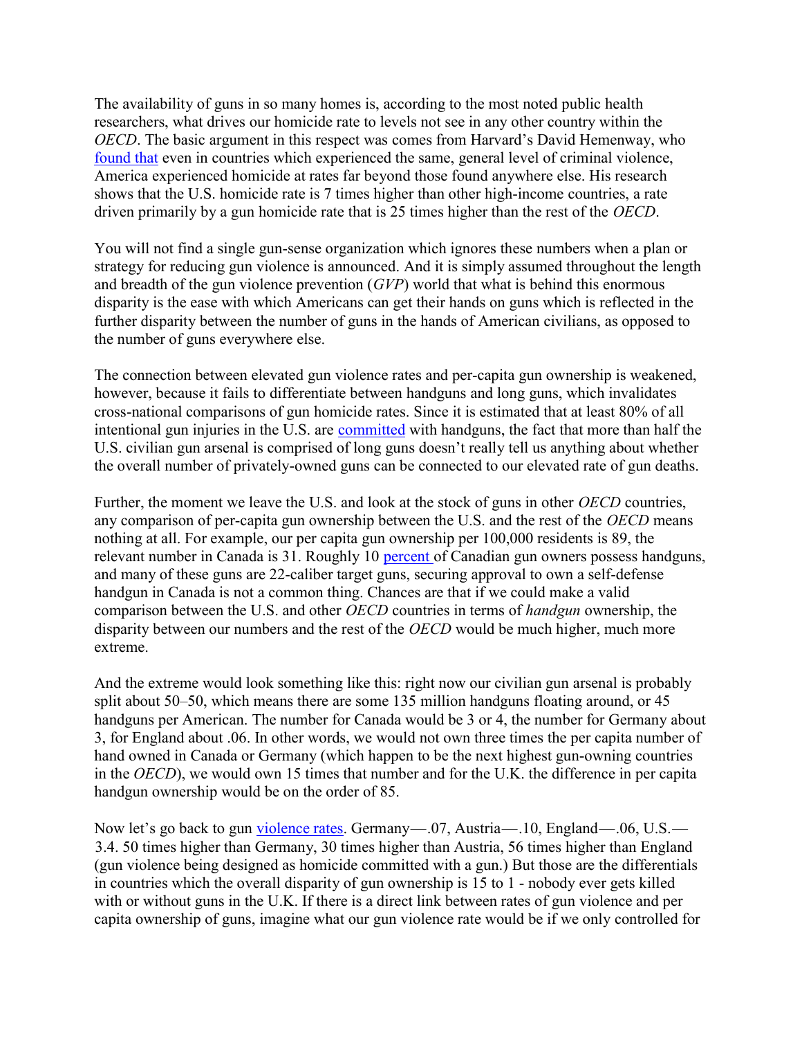The availability of guns in so many homes is, according to the most noted public health researchers, what drives our homicide rate to levels not see in any other country within the *OECD*. The basic argument in this respect was comes from Harvard's David Hemenway, who found that even in countries which experienced the same, general level of criminal violence, America experienced homicide at rates far beyond those found anywhere else. His research shows that the U.S. homicide rate is 7 times higher than other high-income countries, a rate driven primarily by a gun homicide rate that is 25 times higher than the rest of the *OECD*.

You will not find a single gun-sense organization which ignores these numbers when a plan or strategy for reducing gun violence is announced. And it is simply assumed throughout the length and breadth of the gun violence prevention (*GVP*) world that what is behind this enormous disparity is the ease with which Americans can get their hands on guns which is reflected in the further disparity between the number of guns in the hands of American civilians, as opposed to the number of guns everywhere else.

The connection between elevated gun violence rates and per-capita gun ownership is weakened, however, because it fails to differentiate between handguns and long guns, which invalidates cross-national comparisons of gun homicide rates. Since it is estimated that at least 80% of all intentional gun injuries in the U.S. are committed with handguns, the fact that more than half the U.S. civilian gun arsenal is comprised of long guns doesn't really tell us anything about whether the overall number of privately-owned guns can be connected to our elevated rate of gun deaths.

Further, the moment we leave the U.S. and look at the stock of guns in other *OECD* countries, any comparison of per-capita gun ownership between the U.S. and the rest of the *OECD* means nothing at all. For example, our per capita gun ownership per 100,000 residents is 89, the relevant number in Canada is 31. Roughly 10 percent of Canadian gun owners possess handguns, and many of these guns are 22-caliber target guns, securing approval to own a self-defense handgun in Canada is not a common thing. Chances are that if we could make a valid comparison between the U.S. and other *OECD* countries in terms of *handgun* ownership, the disparity between our numbers and the rest of the *OECD* would be much higher, much more extreme.

And the extreme would look something like this: right now our civilian gun arsenal is probably split about 50–50, which means there are some 135 million handguns floating around, or 45 handguns per American. The number for Canada would be 3 or 4, the number for Germany about 3, for England about .06. In other words, we would not own three times the per capita number of hand owned in Canada or Germany (which happen to be the next highest gun-owning countries in the *OECD*), we would own 15 times that number and for the U.K. the difference in per capita handgun ownership would be on the order of 85.

Now let's go back to gun violence rates. Germany—.07, Austria—.10, England—.06, U.S.—3.4. 50 times higher than Germany, 30 times higher than Austria, 56 times higher than England (gun violence being designed as homicide committed with a gun.) But those are the differentials in countries which the overall disparity of gun ownership is 15 to 1 - nobody ever gets killed with or without guns in the U.K. If there is a direct link between rates of gun violence and per capita ownership of guns, imagine what our gun violence rate would be if we only controlled for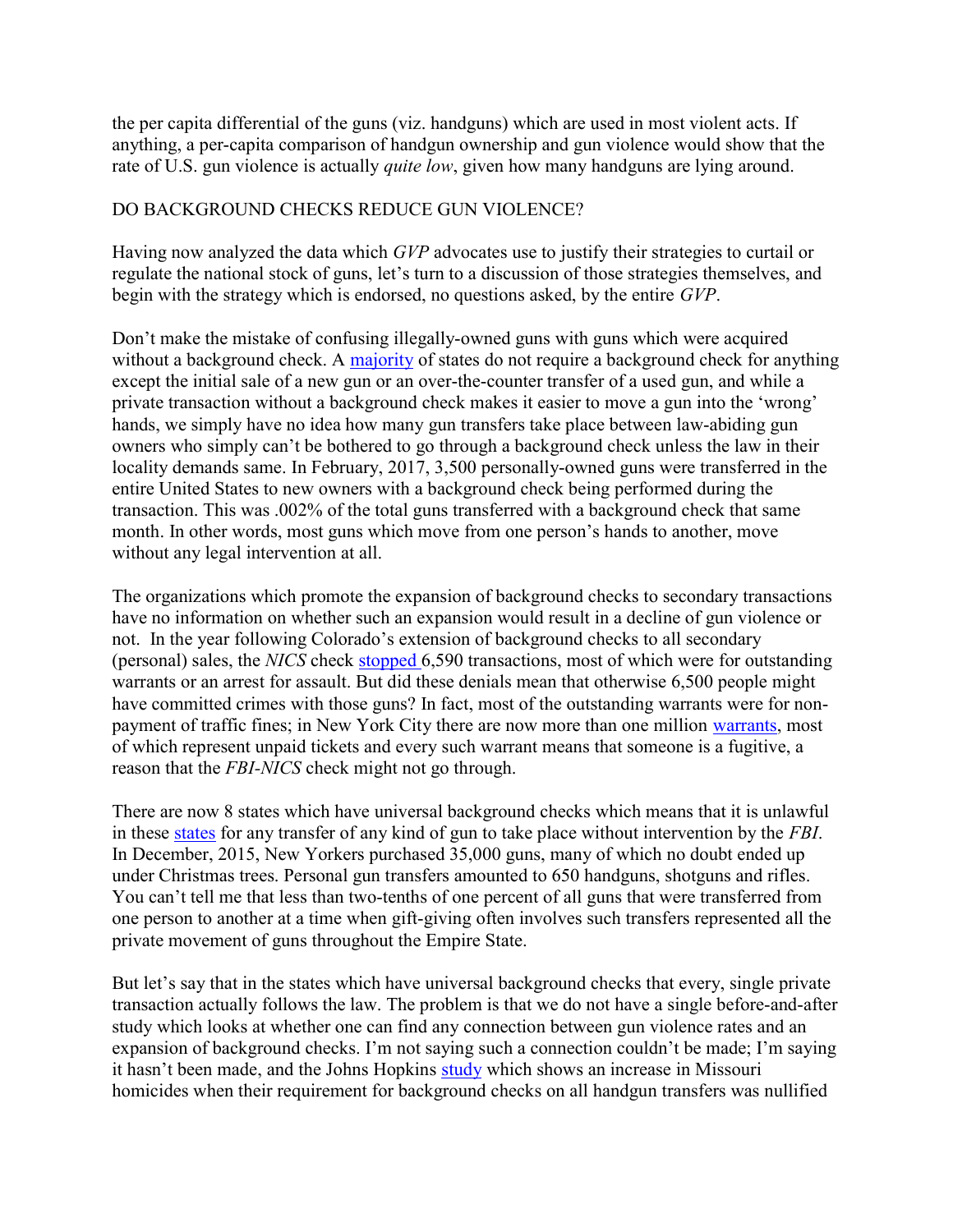the per capita differential of the guns (viz. handguns) which are used in most violent acts. If anything, a per-capita comparison of handgun ownership and gun violence would show that the rate of U.S. gun violence is actually *quite low*, given how many handguns are lying around.

## DO BACKGROUND CHECKS REDUCE GUN VIOLENCE?

Having now analyzed the data which *GVP* advocates use to justify their strategies to curtail or regulate the national stock of guns, let's turn to a discussion of those strategies themselves, and begin with the strategy which is endorsed, no questions asked, by the entire *GVP*.

Don't make the mistake of confusing illegally-owned guns with guns which were acquired without a background check. A majority of states do not require a background check for anything except the initial sale of a new gun or an over-the-counter transfer of a used gun, and while a private transaction without a background check makes it easier to move a gun into the 'wrong' hands, we simply have no idea how many gun transfers take place between law-abiding gun owners who simply can't be bothered to go through a background check unless the law in their locality demands same. In February, 2017, 3,500 personally-owned guns were transferred in the entire United States to new owners with a background check being performed during the transaction. This was .002% of the total guns transferred with a background check that same month. In other words, most guns which move from one person's hands to another, move without any legal intervention at all.

The organizations which promote the expansion of background checks to secondary transactions have no information on whether such an expansion would result in a decline of gun violence or not. In the year following Colorado's extension of background checks to all secondary (personal) sales, the *NICS* check stopped 6,590 transactions, most of which were for outstanding warrants or an arrest for assault. But did these denials mean that otherwise 6,500 people might have committed crimes with those guns? In fact, most of the outstanding warrants were for non-payment of traffic fines; in New York City there are now more than one million warrants, most of which represent unpaid tickets and every such warrant means that someone is a fugitive, a reason that the *FBI-NICS* check might not go through.

There are now 8 states which have universal background checks which means that it is unlawful in these states for any transfer of any kind of gun to take place without intervention by the *FBI*. In December, 2015, New Yorkers purchased 35,000 guns, many of which no doubt ended up under Christmas trees. Personal gun transfers amounted to 650 handguns, shotguns and rifles. You can't tell me that less than two-tenths of one percent of all guns that were transferred from one person to another at a time when gift-giving often involves such transfers represented all the private movement of guns throughout the Empire State.

But let's say that in the states which have universal background checks that every, single private transaction actually follows the law. The problem is that we do not have a single before-and-after study which looks at whether one can find any connection between gun violence rates and an expansion of background checks. I'm not saying such a connection couldn't be made; I'm saying it hasn't been made, and the Johns Hopkins study which shows an increase in Missouri homicides when their requirement for background checks on all handgun transfers was nullified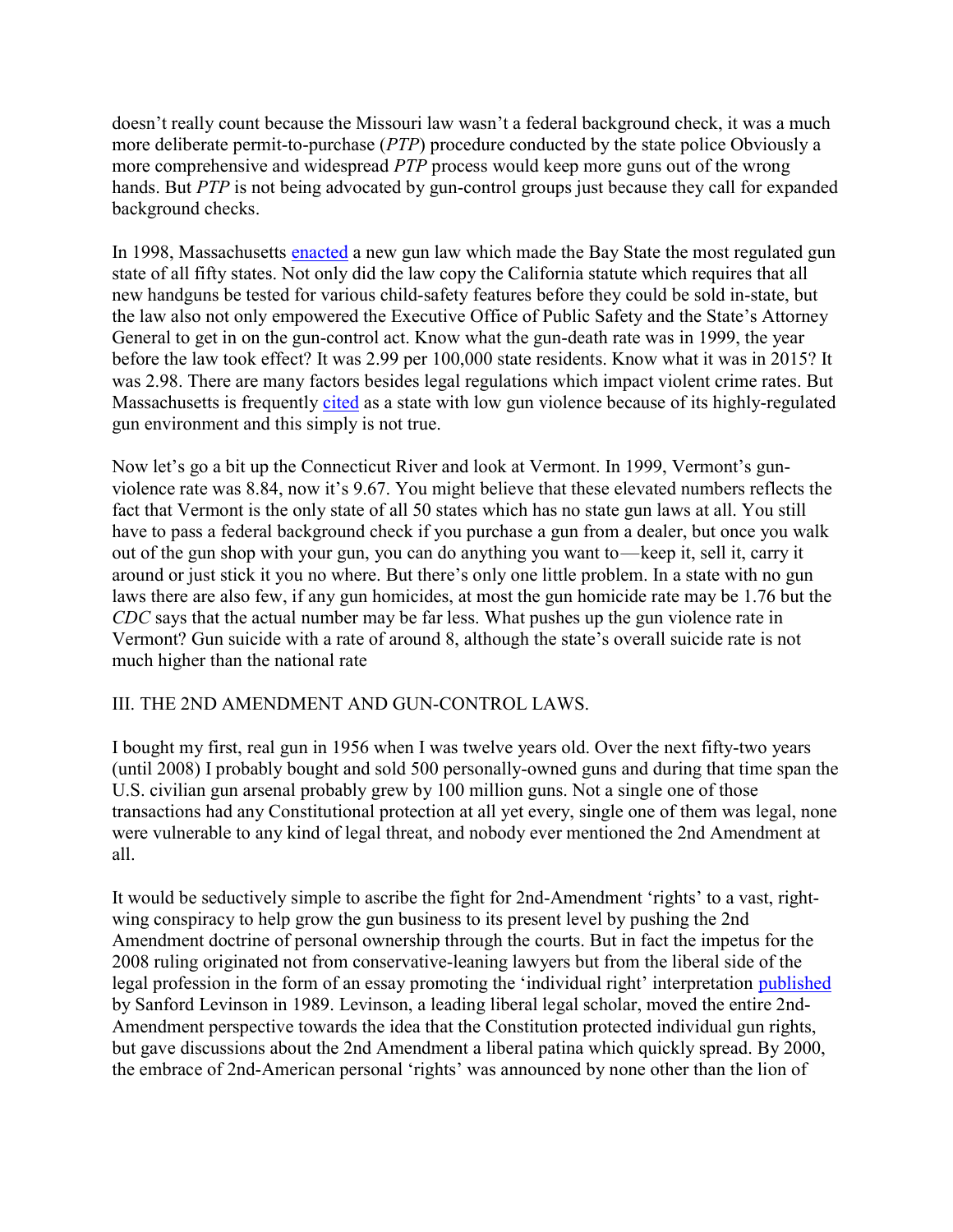doesn't really count because the Missouri law wasn't a federal background check, it was a much more deliberate permit-to-purchase (*PTP*) procedure conducted by the state police Obviously a more comprehensive and widespread *PTP* process would keep more guns out of the wrong hands. But *PTP* is not being advocated by gun-control groups just because they call for expanded background checks.

In 1998, Massachusetts enacted a new gun law which made the Bay State the most regulated gun state of all fifty states. Not only did the law copy the California statute which requires that all new handguns be tested for various child-safety features before they could be sold in-state, but the law also not only empowered the Executive Office of Public Safety and the State's Attorney General to get in on the gun-control act. Know what the gun-death rate was in 1999, the year before the law took effect? It was 2.99 per 100,000 state residents. Know what it was in 2015? It was 2.98. There are many factors besides legal regulations which impact violent crime rates. But Massachusetts is frequently cited as a state with low gun violence because of its highly-regulated gun environment and this simply is not true.

Now let's go a bit up the Connecticut River and look at Vermont. In 1999, Vermont's gun-violence rate was 8.84, now it's 9.67. You might believe that these elevated numbers reflects the fact that Vermont is the only state of all 50 states which has no state gun laws at all. You still have to pass a federal background check if you purchase a gun from a dealer, but once you walk out of the gun shop with your gun, you can do anything you want to—keep it, sell it, carry it around or just stick it you no where. But there's only one little problem. In a state with no gun laws there are also few, if any gun homicides, at most the gun homicide rate may be 1.76 but the *CDC* says that the actual number may be far less. What pushes up the gun violence rate in Vermont? Gun suicide with a rate of around 8, although the state's overall suicide rate is not much higher than the national rate

## III. THE 2ND AMENDMENT AND GUN-CONTROL LAWS.

I bought my first, real gun in 1956 when I was twelve years old. Over the next fifty-two years (until 2008) I probably bought and sold 500 personally-owned guns and during that time span the U.S. civilian gun arsenal probably grew by 100 million guns. Not a single one of those transactions had any Constitutional protection at all yet every, single one of them was legal, none were vulnerable to any kind of legal threat, and nobody ever mentioned the 2nd Amendment at all.

It would be seductively simple to ascribe the fight for 2nd-Amendment 'rights' to a vast, right-wing conspiracy to help grow the gun business to its present level by pushing the 2nd Amendment doctrine of personal ownership through the courts. But in fact the impetus for the 2008 ruling originated not from conservative-leaning lawyers but from the liberal side of the legal profession in the form of an essay promoting the 'individual right' interpretation published by Sanford Levinson in 1989. Levinson, a leading liberal legal scholar, moved the entire 2nd-Amendment perspective towards the idea that the Constitution protected individual gun rights, but gave discussions about the 2nd Amendment a liberal patina which quickly spread. By 2000, the embrace of 2nd-American personal 'rights' was announced by none other than the lion of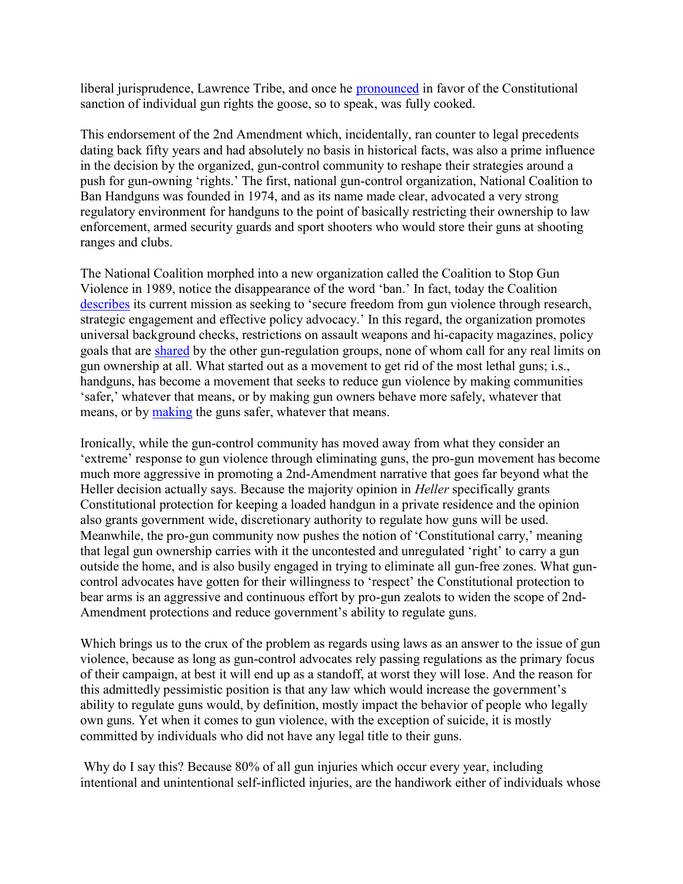liberal jurisprudence, Lawrence Tribe, and once he pronounced in favor of the Constitutional sanction of individual gun rights the goose, so to speak, was fully cooked.

This endorsement of the 2nd Amendment which, incidentally, ran counter to legal precedents dating back fifty years and had absolutely no basis in historical facts, was also a prime influence in the decision by the organized, gun-control community to reshape their strategies around a push for gun-owning 'rights.' The first, national gun-control organization, National Coalition to Ban Handguns was founded in 1974, and as its name made clear, advocated a very strong regulatory environment for handguns to the point of basically restricting their ownership to law enforcement, armed security guards and sport shooters who would store their guns at shooting ranges and clubs.

The National Coalition morphed into a new organization called the Coalition to Stop Gun Violence in 1989, notice the disappearance of the word 'ban.' In fact, today the Coalition describes its current mission as seeking to 'secure freedom from gun violence through research, strategic engagement and effective policy advocacy.' In this regard, the organization promotes universal background checks, restrictions on assault weapons and hi-capacity magazines, policy goals that are shared by the other gun-regulation groups, none of whom call for any real limits on gun ownership at all. What started out as a movement to get rid of the most lethal guns; i.e., handguns, has become a movement that seeks to reduce gun violence by making communities 'safer,' whatever that means, or by making gun owners behave more safely, whatever that means, or by making the guns safer, whatever that means.

Ironically, while the gun-control community has moved away from what they consider an 'extreme' response to gun violence through eliminating guns, the pro-gun movement has become much more aggressive in promoting a 2nd-Amendment narrative that goes far beyond what the Heller decision actually says. Because the majority opinion in *Heller* specifically grants Constitutional protection for keeping a loaded handgun in a private residence and the opinion also grants government wide, discretionary authority to regulate how guns will be used. Meanwhile, the pro-gun community now pushes the notion of 'Constitutional carry,' meaning that legal gun ownership carries with it the uncontested and unregulated 'right' to carry a gun outside the home, and is also busily engaged in trying to eliminate all gun-free zones. What gun-control advocates have gotten for their willingness to 'respect' the Constitutional protection to bear arms is an aggressive and continuous effort by pro-gun zealots to widen the scope of 2nd-Amendment protections and reduce government's ability to regulate guns.

Which brings us to the crux of the problem as regards using laws as an answer to the issue of gun violence, because as long as gun-control advocates rely passing regulations as the primary focus of their campaign, at best it will end up as a standoff, at worst they will lose. And the reason for this admittedly pessimistic position is that any law which would increase the government's ability to regulate guns would, by definition, mostly impact the behavior of people who legally own guns. Yet when it comes to gun violence, with the exception of suicide, it is mostly committed by individuals who did not have any legal title to their guns.

Why do I say this? Because 80% of all gun injuries which occur every year, including intentional and unintentional self-inflicted injuries, are the handiwork either of individuals whose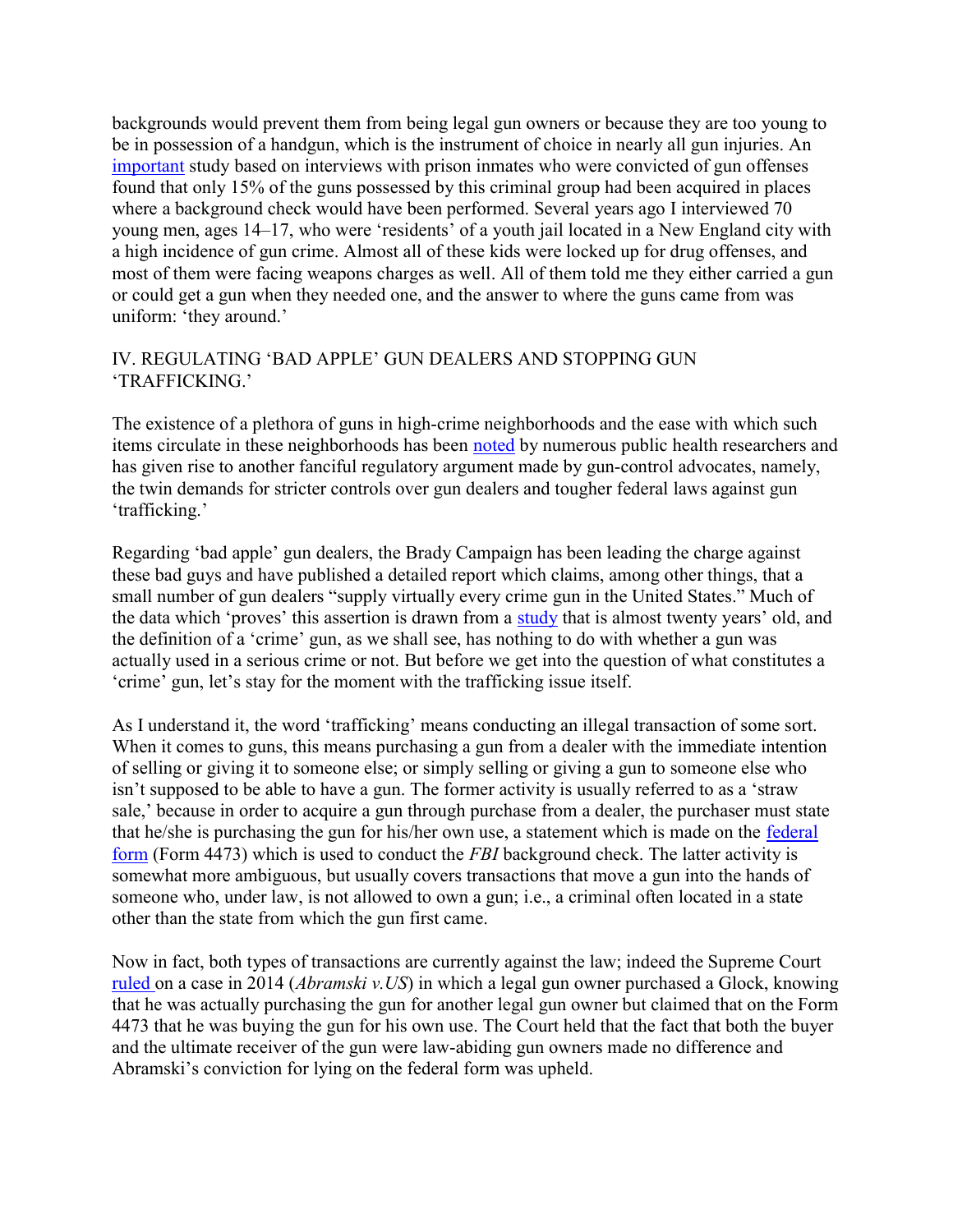backgrounds would prevent them from being legal gun owners or because they are too young to be in possession of a handgun, which is the instrument of choice in nearly all gun injuries. An important study based on interviews with prison inmates who were convicted of gun offenses found that only 15% of the guns possessed by this criminal group had been acquired in places where a background check would have been performed. Several years ago I interviewed 70 young men, ages 14–17, who were 'residents' of a youth jail located in a New England city with a high incidence of gun crime. Almost all of these kids were locked up for drug offenses, and most of them were facing weapons charges as well. All of them told me they either carried a gun or could get a gun when they needed one, and the answer to where the guns came from was uniform: 'they around.'

## IV. REGULATING 'BAD APPLE' GUN DEALERS AND STOPPING GUN 'TRAFFICKING.'

The existence of a plethora of guns in high-crime neighborhoods and the ease with which such items circulate in these neighborhoods has been noted by numerous public health researchers and has given rise to another fanciful regulatory argument made by gun-control advocates, namely, the twin demands for stricter controls over gun dealers and tougher federal laws against gun 'trafficking.'

Regarding 'bad apple' gun dealers, the Brady Campaign has been leading the charge against these bad guys and have published a detailed report which claims, among other things, that a small number of gun dealers "supply virtually every crime gun in the United States." Much of the data which 'proves' this assertion is drawn from a study that is almost twenty years' old, and the definition of a 'crime' gun, as we shall see, has nothing to do with whether a gun was actually used in a serious crime or not. But before we get into the question of what constitutes a 'crime' gun, let's stay for the moment with the trafficking issue itself.

As I understand it, the word 'trafficking' means conducting an illegal transaction of some sort. When it comes to guns, this means purchasing a gun from a dealer with the immediate intention of selling or giving it to someone else; or simply selling or giving a gun to someone else who isn't supposed to be able to have a gun. The former activity is usually referred to as a 'straw sale,' because in order to acquire a gun through purchase from a dealer, the purchaser must state that he/she is purchasing the gun for his/her own use, a statement which is made on the federal form (Form 4473) which is used to conduct the *FBI* background check. The latter activity is somewhat more ambiguous, but usually covers transactions that move a gun into the hands of someone who, under law, is not allowed to own a gun; i.e., a criminal often located in a state other than the state from which the gun first came.

Now in fact, both types of transactions are currently against the law; indeed the Supreme Court ruled on a case in 2014 (*Abramski v.US*) in which a legal gun owner purchased a Glock, knowing that he was actually purchasing the gun for another legal gun owner but claimed that on the Form 4473 that he was buying the gun for his own use. The Court held that the fact that both the buyer and the ultimate receiver of the gun were law-abiding gun owners made no difference and Abramski's conviction for lying on the federal form was upheld.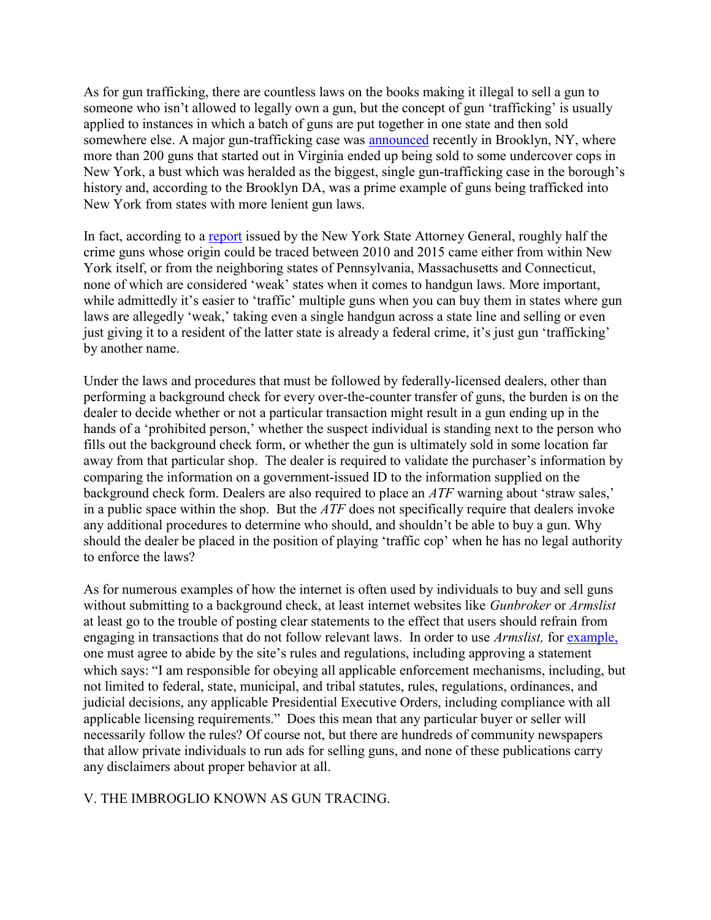As for gun trafficking, there are countless laws on the books making it illegal to sell a gun to someone who isn't allowed to legally own a gun, but the concept of gun 'trafficking' is usually applied to instances in which a batch of guns are put together in one state and then sold somewhere else. A major gun-trafficking case was announced recently in Brooklyn, NY, where more than 200 guns that started out in Virginia ended up being sold to some undercover cops in New York, a bust which was heralded as the biggest, single gun-trafficking case in the borough's history and, according to the Brooklyn DA, was a prime example of guns being trafficked into New York from states with more lenient gun laws.

In fact, according to a report issued by the New York State Attorney General, roughly half the crime guns whose origin could be traced between 2010 and 2015 came either from within New York itself, or from the neighboring states of Pennsylvania, Massachusetts and Connecticut, none of which are considered 'weak' states when it comes to handgun laws. More important, while admittedly it's easier to 'traffic' multiple guns when you can buy them in states where gun laws are allegedly 'weak,' taking even a single handgun across a state line and selling or even just giving it to a resident of the latter state is already a federal crime, it's just gun 'trafficking' by another name.

Under the laws and procedures that must be followed by federally-licensed dealers, other than performing a background check for every over-the-counter transfer of guns, the burden is on the dealer to decide whether or not a particular transaction might result in a gun ending up in the hands of a 'prohibited person,' whether the suspect individual is standing next to the person who fills out the background check form, or whether the gun is ultimately sold in some location far away from that particular shop. The dealer is required to validate the purchaser's information by comparing the information on a government-issued ID to the information supplied on the background check form. Dealers are also required to place an *ATF* warning about 'straw sales,' in a public space within the shop. But the *ATF* does not specifically require that dealers invoke any additional procedures to determine who should, and shouldn't be able to buy a gun. Why should the dealer be placed in the position of playing 'traffic cop' when he has no legal authority to enforce the laws?

As for numerous examples of how the internet is often used by individuals to buy and sell guns without submitting to a background check, at least internet websites like *Gunbroker* or *Armslist* at least go to the trouble of posting clear statements to the effect that users should refrain from engaging in transactions that do not follow relevant laws. In order to use *Armslist,* for example, one must agree to abide by the site's rules and regulations, including approving a statement which says: "I am responsible for obeying all applicable enforcement mechanisms, including, but not limited to federal, state, municipal, and tribal statutes, rules, regulations, ordinances, and judicial decisions, any applicable Presidential Executive Orders, including compliance with all applicable licensing requirements." Does this mean that any particular buyer or seller will necessarily follow the rules? Of course not, but there are hundreds of community newspapers that allow private individuals to run ads for selling guns, and none of these publications carry any disclaimers about proper behavior at all.

## V. THE IMBROGLIO KNOWN AS GUN TRACING.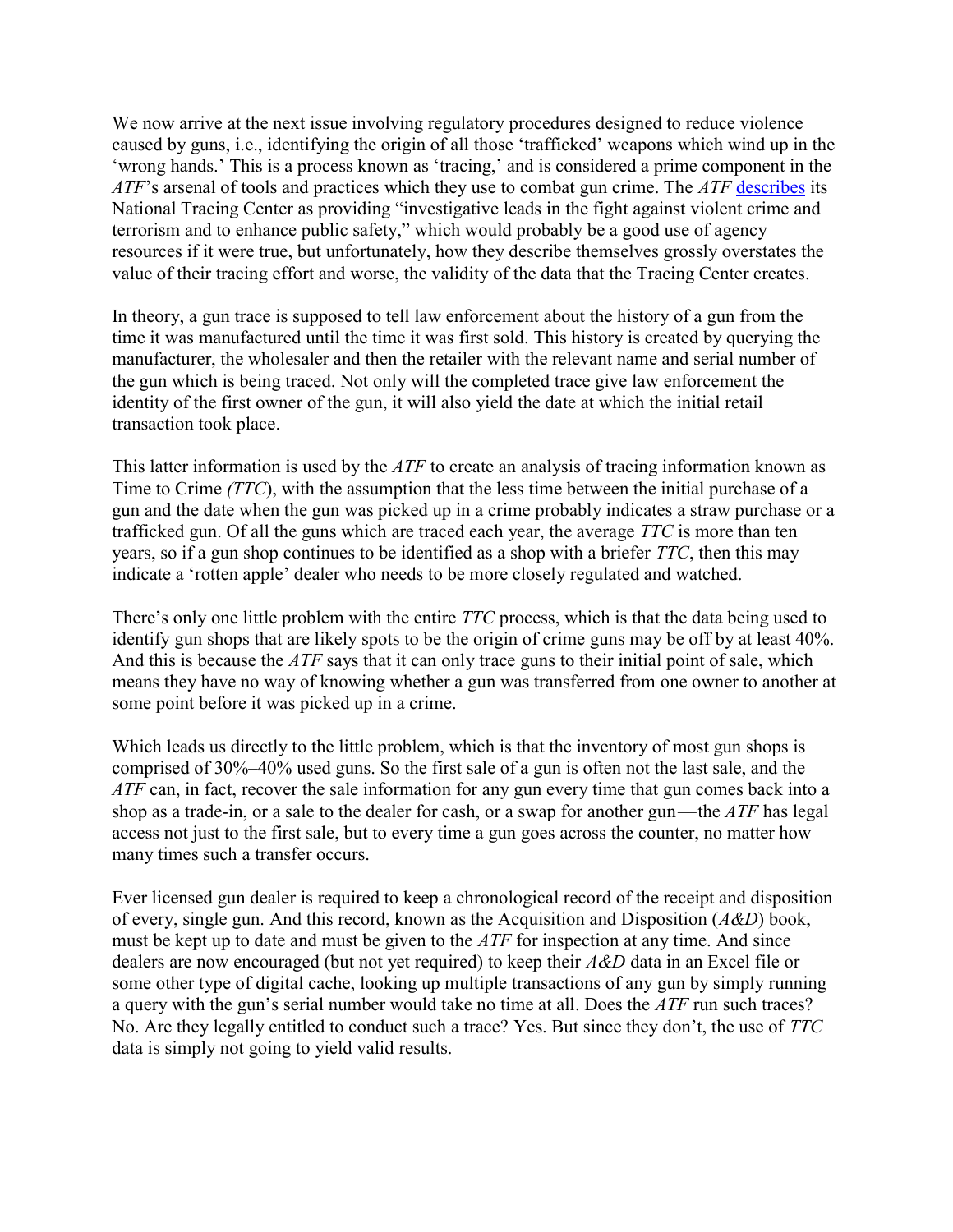We now arrive at the next issue involving regulatory procedures designed to reduce violence caused by guns, i.e., identifying the origin of all those 'trafficked' weapons which wind up in the 'wrong hands.' This is a process known as 'tracing,' and is considered a prime component in the *ATF*'s arsenal of tools and practices which they use to combat gun crime. The *ATF* describes its National Tracing Center as providing "investigative leads in the fight against violent crime and terrorism and to enhance public safety," which would probably be a good use of agency resources if it were true, but unfortunately, how they describe themselves grossly overstates the value of their tracing effort and worse, the validity of the data that the Tracing Center creates.

In theory, a gun trace is supposed to tell law enforcement about the history of a gun from the time it was manufactured until the time it was first sold. This history is created by querying the manufacturer, the wholesaler and then the retailer with the relevant name and serial number of the gun which is being traced. Not only will the completed trace give law enforcement the identity of the first owner of the gun, it will also yield the date at which the initial retail transaction took place.

This latter information is used by the *ATF* to create an analysis of tracing information known as Time to Crime *(TTC*), with the assumption that the less time between the initial purchase of a gun and the date when the gun was picked up in a crime probably indicates a straw purchase or a trafficked gun. Of all the guns which are traced each year, the average *TTC* is more than ten years, so if a gun shop continues to be identified as a shop with a briefer *TTC*, then this may indicate a 'rotten apple' dealer who needs to be more closely regulated and watched.

There's only one little problem with the entire *TTC* process, which is that the data being used to identify gun shops that are likely spots to be the origin of crime guns may be off by at least 40%. And this is because the *ATF* says that it can only trace guns to their initial point of sale, which means they have no way of knowing whether a gun was transferred from one owner to another at some point before it was picked up in a crime.

Which leads us directly to the little problem, which is that the inventory of most gun shops is comprised of 30%–40% used guns. So the first sale of a gun is often not the last sale, and the *ATF* can, in fact, recover the sale information for any gun every time that gun comes back into a shop as a trade-in, or a sale to the dealer for cash, or a swap for another gun—the *ATF* has legal access not just to the first sale, but to every time a gun goes across the counter, no matter how many times such a transfer occurs.

Ever licensed gun dealer is required to keep a chronological record of the receipt and disposition of every, single gun. And this record, known as the Acquisition and Disposition (*A&D*) book, must be kept up to date and must be given to the *ATF* for inspection at any time. And since dealers are now encouraged (but not yet required) to keep their *A&D* data in an Excel file or some other type of digital cache, looking up multiple transactions of any gun by simply running a query with the gun's serial number would take no time at all. Does the *ATF* run such traces? No. Are they legally entitled to conduct such a trace? Yes. But since they don't, the use of *TTC* data is simply not going to yield valid results.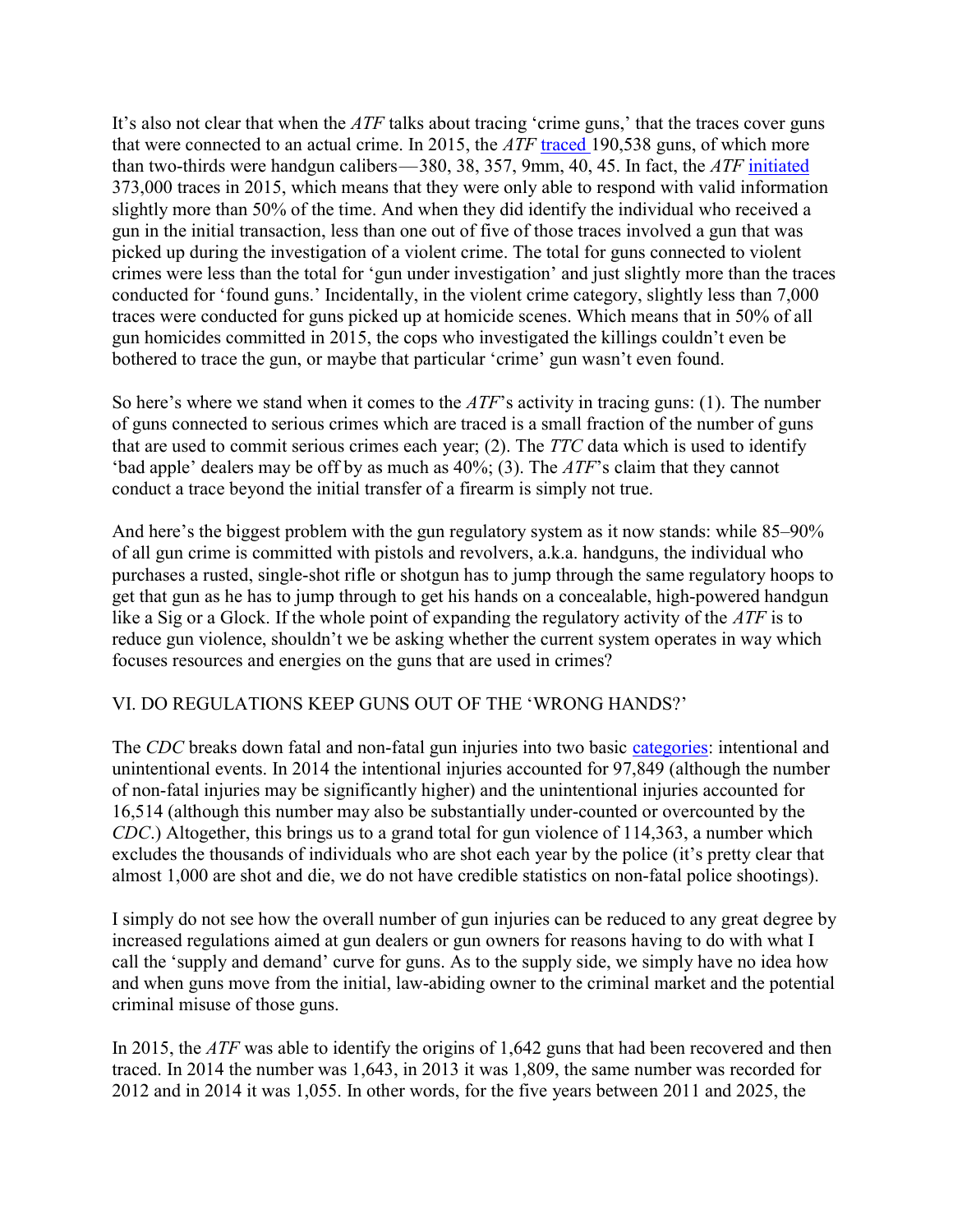It's also not clear that when the *ATF* talks about tracing 'crime guns,' that the traces cover guns that were connected to an actual crime. In 2015, the *ATF* traced 190,538 guns, of which more than two-thirds were handgun calibers—380, 38, 357, 9mm, 40, 45. In fact, the *ATF* initiated 373,000 traces in 2015, which means that they were only able to respond with valid information slightly more than 50% of the time. And when they did identify the individual who received a gun in the initial transaction, less than one out of five of those traces involved a gun that was picked up during the investigation of a violent crime. The total for guns connected to violent crimes were less than the total for 'gun under investigation' and just slightly more than the traces conducted for 'found guns.' Incidentally, in the violent crime category, slightly less than 7,000 traces were conducted for guns picked up at homicide scenes. Which means that in 50% of all gun homicides committed in 2015, the cops who investigated the killings couldn't even be bothered to trace the gun, or maybe that particular 'crime' gun wasn't even found.

So here's where we stand when it comes to the *ATF*'s activity in tracing guns: (1). The number of guns connected to serious crimes which are traced is a small fraction of the number of guns that are used to commit serious crimes each year; (2). The *TTC* data which is used to identify 'bad apple' dealers may be off by as much as 40%; (3). The *ATF*'s claim that they cannot conduct a trace beyond the initial transfer of a firearm is simply not true.

And here's the biggest problem with the gun regulatory system as it now stands: while 85–90% of all gun crime is committed with pistols and revolvers, a.k.a. handguns, the individual who purchases a rusted, single-shot rifle or shotgun has to jump through the same regulatory hoops to get that gun as he has to jump through to get his hands on a concealable, high-powered handgun like a Sig or a Glock. If the whole point of expanding the regulatory activity of the *ATF* is to reduce gun violence, shouldn't we be asking whether the current system operates in way which focuses resources and energies on the guns that are used in crimes?

## VI. DO REGULATIONS KEEP GUNS OUT OF THE 'WRONG HANDS?'

The *CDC* breaks down fatal and non-fatal gun injuries into two basic categories: intentional and unintentional events. In 2014 the intentional injuries accounted for 97,849 (although the number of non-fatal injuries may be significantly higher) and the unintentional injuries accounted for 16,514 (although this number may also be substantially under-counted or overcounted by the *CDC*.) Altogether, this brings us to a grand total for gun violence of 114,363, a number which excludes the thousands of individuals who are shot each year by the police (it's pretty clear that almost 1,000 are shot and die, we do not have credible statistics on non-fatal police shootings).

I simply do not see how the overall number of gun injuries can be reduced to any great degree by increased regulations aimed at gun dealers or gun owners for reasons having to do with what I call the 'supply and demand' curve for guns. As to the supply side, we simply have no idea how and when guns move from the initial, law-abiding owner to the criminal market and the potential criminal misuse of those guns.

In 2015, the *ATF* was able to identify the origins of 1,642 guns that had been recovered and then traced. In 2014 the number was 1,643, in 2013 it was 1,809, the same number was recorded for 2012 and in 2014 it was 1,055. In other words, for the five years between 2011 and 2025, the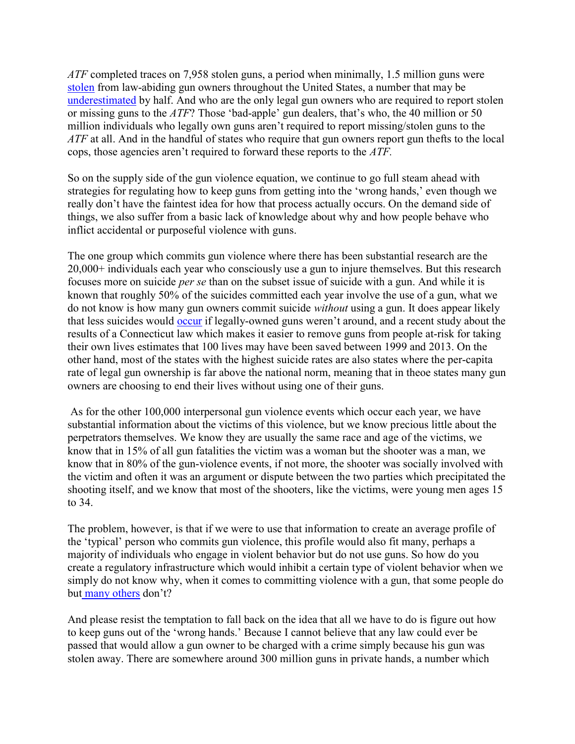*ATF* completed traces on 7,958 stolen guns, a period when minimally, 1.5 million guns were stolen from law-abiding gun owners throughout the United States, a number that may be underestimated by half. And who are the only legal gun owners who are required to report stolen or missing guns to the *ATF*? Those 'bad-apple' gun dealers, that's who, the 40 million or 50 million individuals who legally own guns aren't required to report missing/stolen guns to the *ATF* at all. And in the handful of states who require that gun owners report gun thefts to the local cops, those agencies aren't required to forward these reports to the *ATF.*

So on the supply side of the gun violence equation, we continue to go full steam ahead with strategies for regulating how to keep guns from getting into the 'wrong hands,' even though we really don't have the faintest idea for how that process actually occurs. On the demand side of things, we also suffer from a basic lack of knowledge about why and how people behave who inflict accidental or purposeful violence with guns.

The one group which commits gun violence where there has been substantial research are the 20,000+ individuals each year who consciously use a gun to injure themselves. But this research focuses more on suicide *per se* than on the subset issue of suicide with a gun. And while it is known that roughly 50% of the suicides committed each year involve the use of a gun, what we do not know is how many gun owners commit suicide *without* using a gun. It does appear likely that less suicides would occur if legally-owned guns weren't around, and a recent study about the results of a Connecticut law which makes it easier to remove guns from people at-risk for taking their own lives estimates that 100 lives may have been saved between 1999 and 2013. On the other hand, most of the states with the highest suicide rates are also states where the per-capita rate of legal gun ownership is far above the national norm, meaning that in theoe states many gun owners are choosing to end their lives without using one of their guns.

As for the other 100,000 interpersonal gun violence events which occur each year, we have substantial information about the victims of this violence, but we know precious little about the perpetrators themselves. We know they are usually the same race and age of the victims, we know that in 15% of all gun fatalities the victim was a woman but the shooter was a man, we know that in 80% of the gun-violence events, if not more, the shooter was socially involved with the victim and often it was an argument or dispute between the two parties which precipitated the shooting itself, and we know that most of the shooters, like the victims, were young men ages 15 to 34.

The problem, however, is that if we were to use that information to create an average profile of the 'typical' person who commits gun violence, this profile would also fit many, perhaps a majority of individuals who engage in violent behavior but do not use guns. So how do you create a regulatory infrastructure which would inhibit a certain type of violent behavior when we simply do not know why, when it comes to committing violence with a gun, that some people do but many others don't?

And please resist the temptation to fall back on the idea that all we have to do is figure out how to keep guns out of the 'wrong hands.' Because I cannot believe that any law could ever be passed that would allow a gun owner to be charged with a crime simply because his gun was stolen away. There are somewhere around 300 million guns in private hands, a number which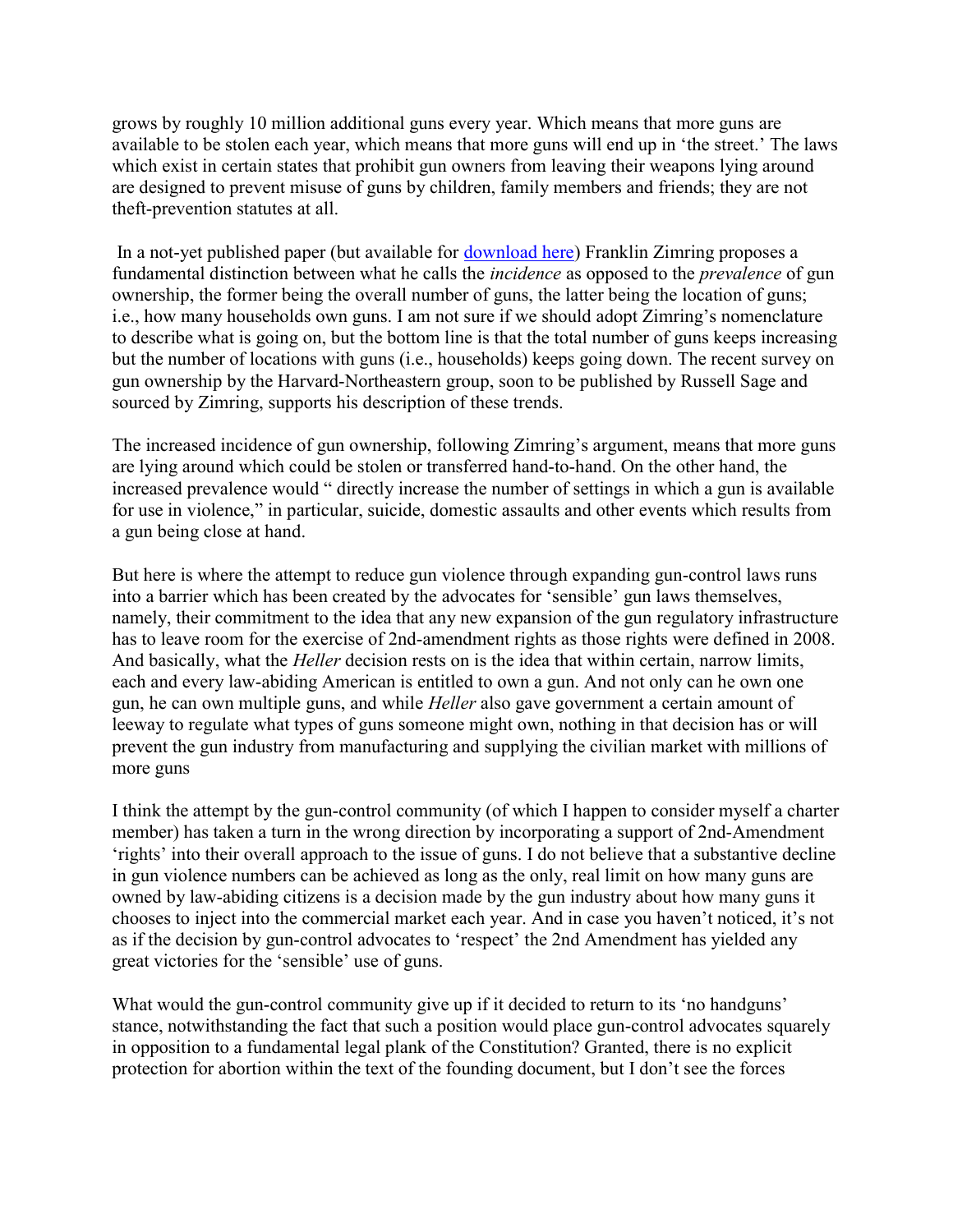grows by roughly 10 million additional guns every year. Which means that more guns are available to be stolen each year, which means that more guns will end up in 'the street.' The laws which exist in certain states that prohibit gun owners from leaving their weapons lying around are designed to prevent misuse of guns by children, family members and friends; they are not theft-prevention statutes at all.

In a not-yet published paper (but available for [download here]) Franklin Zimring proposes a fundamental distinction between what he calls the *incidence* as opposed to the *prevalence* of gun ownership, the former being the overall number of guns, the latter being the location of guns; i.e., how many households own guns. I am not sure if we should adopt Zimring's nomenclature to describe what is going on, but the bottom line is that the total number of guns keeps increasing but the number of locations with guns (i.e., households) keeps going down. The recent survey on gun ownership by the Harvard-Northeastern group, soon to be published by Russell Sage and sourced by Zimring, supports his description of these trends.

The increased incidence of gun ownership, following Zimring's argument, means that more guns are lying around which could be stolen or transferred hand-to-hand. On the other hand, the increased prevalence would " directly increase the number of settings in which a gun is available for use in violence," in particular, suicide, domestic assaults and other events which results from a gun being close at hand.

But here is where the attempt to reduce gun violence through expanding gun-control laws runs into a barrier which has been created by the advocates for 'sensible' gun laws themselves, namely, their commitment to the idea that any new expansion of the gun regulatory infrastructure has to leave room for the exercise of 2nd-amendment rights as those rights were defined in 2008. And basically, what the *Heller* decision rests on is the idea that within certain, narrow limits, each and every law-abiding American is entitled to own a gun. And not only can he own one gun, he can own multiple guns, and while *Heller* also gave government a certain amount of leeway to regulate what types of guns someone might own, nothing in that decision has or will prevent the gun industry from manufacturing and supplying the civilian market with millions of more guns

I think the attempt by the gun-control community (of which I happen to consider myself a charter member) has taken a turn in the wrong direction by incorporating a support of 2nd-Amendment 'rights' into their overall approach to the issue of guns. I do not believe that a substantive decline in gun violence numbers can be achieved as long as the only, real limit on how many guns are owned by law-abiding citizens is a decision made by the gun industry about how many guns it chooses to inject into the commercial market each year. And in case you haven't noticed, it's not as if the decision by gun-control advocates to 'respect' the 2nd Amendment has yielded any great victories for the 'sensible' use of guns.

What would the gun-control community give up if it decided to return to its 'no handguns' stance, notwithstanding the fact that such a position would place gun-control advocates squarely in opposition to a fundamental legal plank of the Constitution? Granted, there is no explicit protection for abortion within the text of the founding document, but I don't see the forces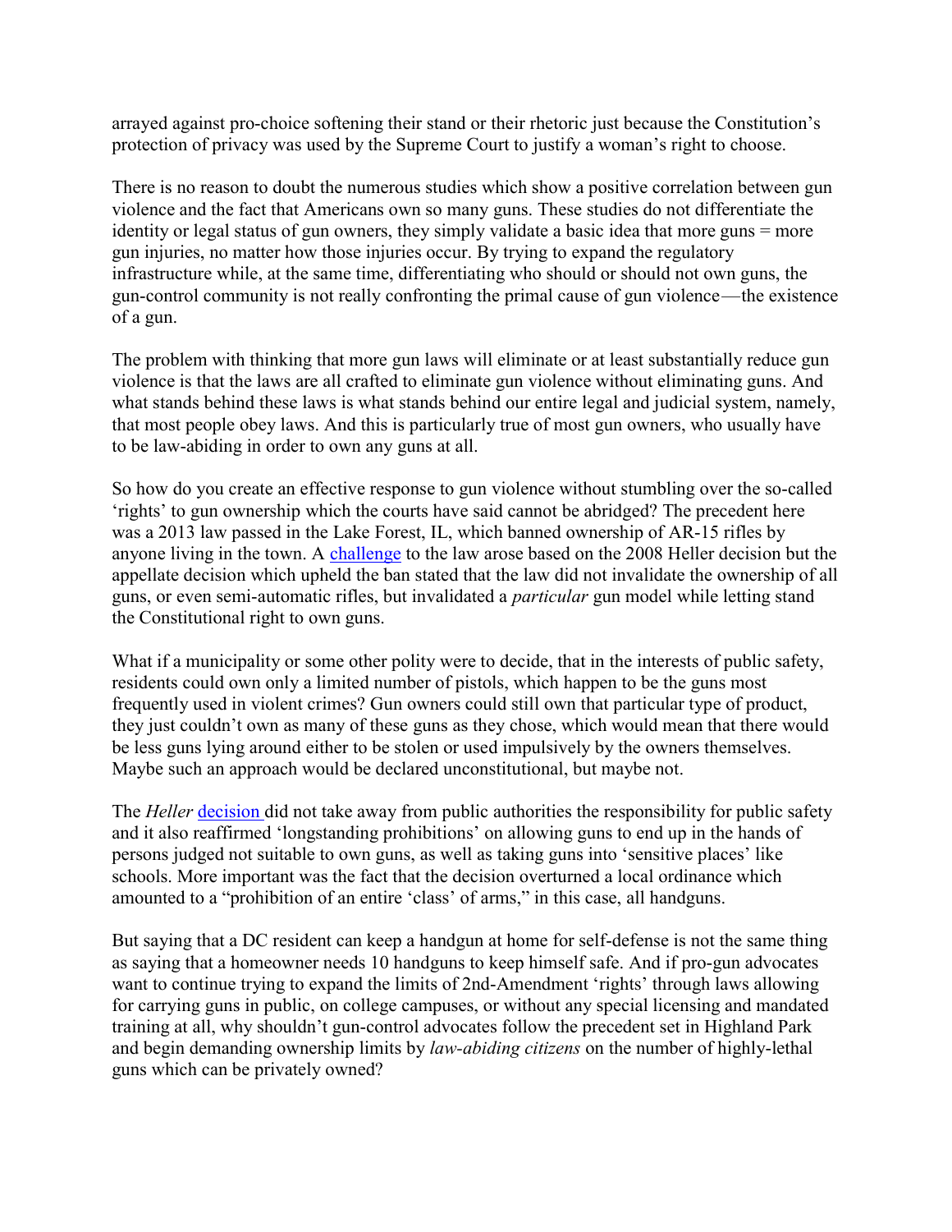arrayed against pro-choice softening their stand or their rhetoric just because the Constitution's protection of privacy was used by the Supreme Court to justify a woman's right to choose.

There is no reason to doubt the numerous studies which show a positive correlation between gun violence and the fact that Americans own so many guns. These studies do not differentiate the identity or legal status of gun owners, they simply validate a basic idea that more guns = more gun injuries, no matter how those injuries occur. By trying to expand the regulatory infrastructure while, at the same time, differentiating who should or should not own guns, the gun-control community is not really confronting the primal cause of gun violence—the existence of a gun.

The problem with thinking that more gun laws will eliminate or at least substantially reduce gun violence is that the laws are all crafted to eliminate gun violence without eliminating guns. And what stands behind these laws is what stands behind our entire legal and judicial system, namely, that most people obey laws. And this is particularly true of most gun owners, who usually have to be law-abiding in order to own any guns at all.

So how do you create an effective response to gun violence without stumbling over the so-called 'rights' to gun ownership which the courts have said cannot be abridged? The precedent here was a 2013 law passed in the Lake Forest, IL, which banned ownership of AR-15 rifles by anyone living in the town. A challenge to the law arose based on the 2008 Heller decision but the appellate decision which upheld the ban stated that the law did not invalidate the ownership of all guns, or even semi-automatic rifles, but invalidated a *particular* gun model while letting stand the Constitutional right to own guns.

What if a municipality or some other polity were to decide, that in the interests of public safety, residents could own only a limited number of pistols, which happen to be the guns most frequently used in violent crimes? Gun owners could still own that particular type of product, they just couldn't own as many of these guns as they chose, which would mean that there would be less guns lying around either to be stolen or used impulsively by the owners themselves. Maybe such an approach would be declared unconstitutional, but maybe not.

The *Heller* decision did not take away from public authorities the responsibility for public safety and it also reaffirmed 'longstanding prohibitions' on allowing guns to end up in the hands of persons judged not suitable to own guns, as well as taking guns into 'sensitive places' like schools. More important was the fact that the decision overturned a local ordinance which amounted to a "prohibition of an entire 'class' of arms," in this case, all handguns.

But saying that a DC resident can keep a handgun at home for self-defense is not the same thing as saying that a homeowner needs 10 handguns to keep himself safe. And if pro-gun advocates want to continue trying to expand the limits of 2nd-Amendment 'rights' through laws allowing for carrying guns in public, on college campuses, or without any special licensing and mandated training at all, why shouldn't gun-control advocates follow the precedent set in Highland Park and begin demanding ownership limits by *law-abiding citizens* on the number of highly-lethal guns which can be privately owned?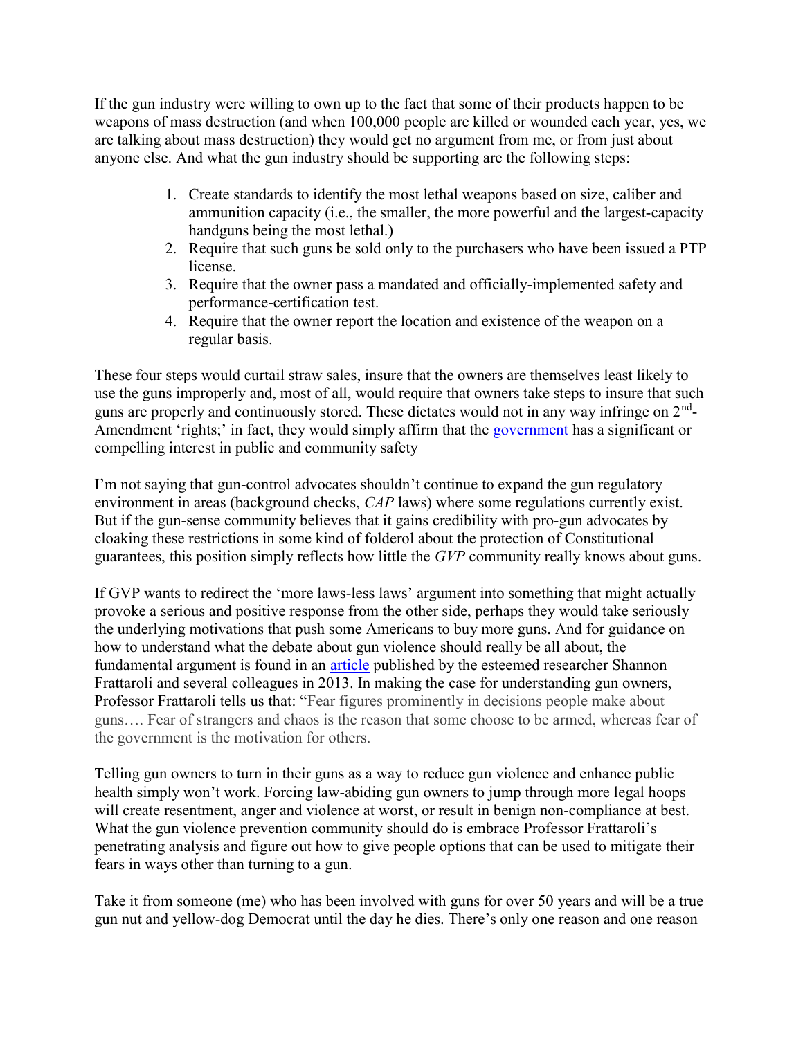If the gun industry were willing to own up to the fact that some of their products happen to be weapons of mass destruction (and when 100,000 people are killed or wounded each year, yes, we are talking about mass destruction) they would get no argument from me, or from just about anyone else. And what the gun industry should be supporting are the following steps:

1. Create standards to identify the most lethal weapons based on size, caliber and ammunition capacity (i.e., the smaller, the more powerful and the largest-capacity handguns being the most lethal.)
2. Require that such guns be sold only to the purchasers who have been issued a PTP license.
3. Require that the owner pass a mandated and officially-implemented safety and performance-certification test.
4. Require that the owner report the location and existence of the weapon on a regular basis.

These four steps would curtail straw sales, insure that the owners are themselves least likely to use the guns improperly and, most of all, would require that owners take steps to insure that such guns are properly and continuously stored. These dictates would not in any way infringe on 2nd-Amendment 'rights;' in fact, they would simply affirm that the government has a significant or compelling interest in public and community safety

I'm not saying that gun-control advocates shouldn't continue to expand the gun regulatory environment in areas (background checks, *CAP* laws) where some regulations currently exist. But if the gun-sense community believes that it gains credibility with pro-gun advocates by cloaking these restrictions in some kind of folderol about the protection of Constitutional guarantees, this position simply reflects how little the *GVP* community really knows about guns.

If GVP wants to redirect the 'more laws-less laws' argument into something that might actually provoke a serious and positive response from the other side, perhaps they would take seriously the underlying motivations that push some Americans to buy more guns. And for guidance on how to understand what the debate about gun violence should really be all about, the fundamental argument is found in an article published by the esteemed researcher Shannon Frattaroli and several colleagues in 2013. In making the case for understanding gun owners, Professor Frattaroli tells us that: "Fear figures prominently in decisions people make about guns…. Fear of strangers and chaos is the reason that some choose to be armed, whereas fear of the government is the motivation for others.

Telling gun owners to turn in their guns as a way to reduce gun violence and enhance public health simply won't work. Forcing law-abiding gun owners to jump through more legal hoops will create resentment, anger and violence at worst, or result in benign non-compliance at best. What the gun violence prevention community should do is embrace Professor Frattaroli's penetrating analysis and figure out how to give people options that can be used to mitigate their fears in ways other than turning to a gun.

Take it from someone (me) who has been involved with guns for over 50 years and will be a true gun nut and yellow-dog Democrat until the day he dies. There's only one reason and one reason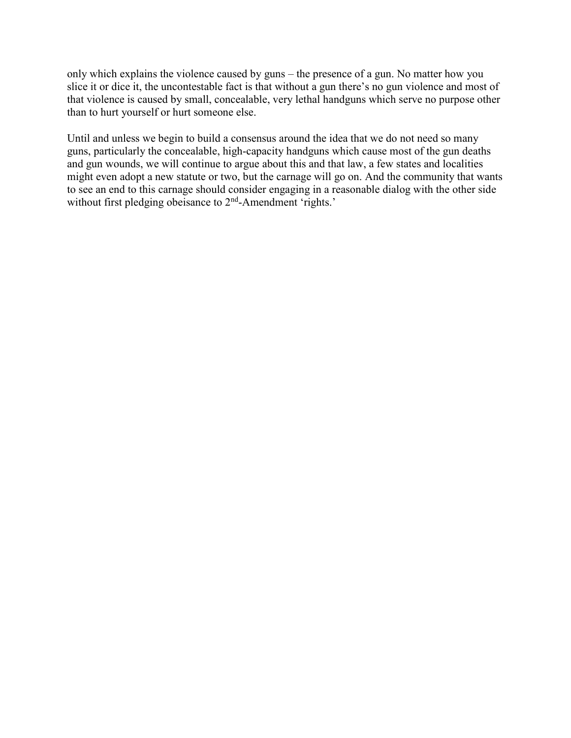only which explains the violence caused by guns – the presence of a gun. No matter how you slice it or dice it, the uncontestable fact is that without a gun there's no gun violence and most of that violence is caused by small, concealable, very lethal handguns which serve no purpose other than to hurt yourself or hurt someone else.

Until and unless we begin to build a consensus around the idea that we do not need so many guns, particularly the concealable, high-capacity handguns which cause most of the gun deaths and gun wounds, we will continue to argue about this and that law, a few states and localities might even adopt a new statute or two, but the carnage will go on. And the community that wants to see an end to this carnage should consider engaging in a reasonable dialog with the other side without first pledging obeisance to 2nd-Amendment 'rights.'